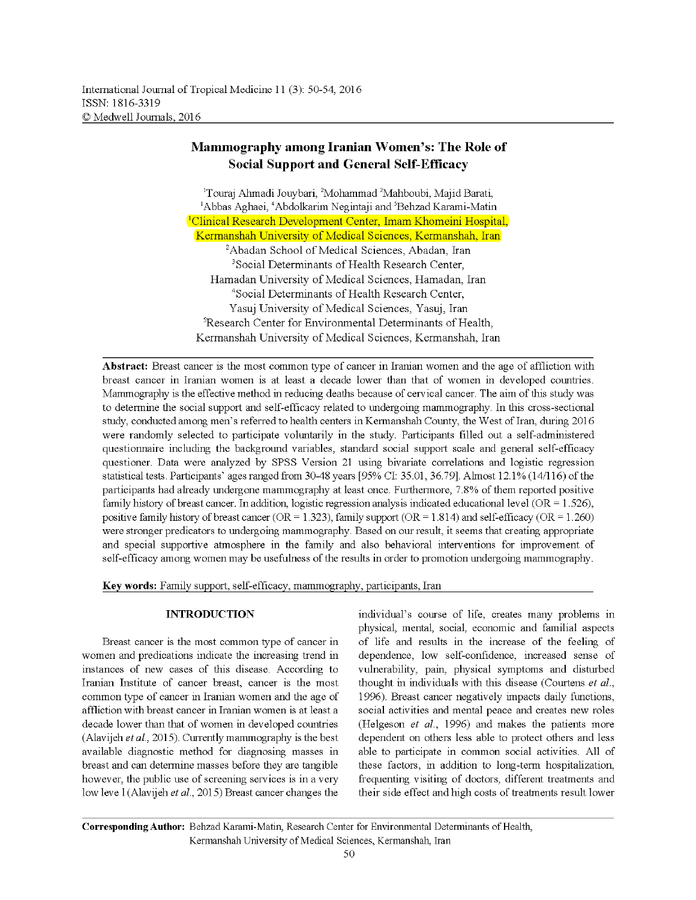International Journal of Tropical Medicine 11 (3): 50-54, 2016
ISSN: 1816-3319
© Medwell Journals, 2016

# Mammography among Iranian Women's: The Role of Social Support and General Self-Efficacy

[1]Touraj Ahmadi Jouybari, [2]Mohammad [2]Mahboubi, Majid Barati, [1]Abbas Aghaei, [4]Abdolkarim Negintaji and [5]Behzad Karami-Matin

[1]Clinical Research Development Center, Imam Khomeini Hospital, Kermanshah University of Medical Sciences, Kermanshah, Iran
[2]Abadan School of Medical Sciences, Abadan, Iran
[3]Social Determinants of Health Research Center, Hamadan University of Medical Sciences, Hamadan, Iran
[4]Social Determinants of Health Research Center, Yasuj University of Medical Sciences, Yasuj, Iran
[5]Research Center for Environmental Determinants of Health, Kermanshah University of Medical Sciences, Kermanshah, Iran

**Abstract:** Breast cancer is the most common type of cancer in Iranian women and the age of affliction with breast cancer in Iranian women is at least a decade lower than that of women in developed countries. Mammography is the effective method in reducing deaths because of cervical cancer. The aim of this study was to determine the social support and self-efficacy related to undergoing mammography. In this cross-sectional study, conducted among men's referred to health centers in Kermanshah County, the West of Iran, during 2016 were randomly selected to participate voluntarily in the study. Participants filled out a self-administered questionnaire including the background variables, standard social support scale and general self-efficacy questioner. Data were analyzed by SPSS Version 21 using bivariate correlations and logistic regression statistical tests. Participants' ages ranged from 30-48 years [95% CI: 35.01, 36.79]. Almost 12.1% (14/116) of the participants had already undergone mammography at least once. Furthermore, 7.8% of them reported positive family history of breast cancer. In addition, logistic regression analysis indicated educational level (OR = 1.526), positive family history of breast cancer (OR = 1.323), family support (OR = 1.814) and self-efficacy (OR = 1.260) were stronger predicators to undergoing mammography. Based on our result, it seems that creating appropriate and special supportive atmosphere in the family and also behavioral interventions for improvement of self-efficacy among women may be usefulness of the results in order to promotion undergoing mammography.

**Key words:** Family support, self-efficacy, mammography, participants, Iran

## INTRODUCTION

Breast cancer is the most common type of cancer in women and predications indicate the increasing trend in instances of new cases of this disease. According to Iranian Institute of cancer breast, cancer is the most common type of cancer in Iranian women and the age of affliction with breast cancer in Iranian women is at least a decade lower than that of women in developed countries (Alavijeh *et al*., 2015). Currently mammography is the best available diagnostic method for diagnosing masses in breast and can determine masses before they are tangible however, the public use of screening services is in a very low leve l (Alavijeh *et al*., 2015) Breast cancer changes the individual's course of life, creates many problems in physical, mental, social, economic and familial aspects of life and results in the increase of the feeling of dependence, low self-confidence, increased sense of vulnerability, pain, physical symptoms and disturbed thought in individuals with this disease (Courtens *et al*., 1996). Breast cancer negatively impacts daily functions, social activities and mental peace and creates new roles (Helgeson *et al*., 1996) and makes the patients more dependent on others less able to protect others and less able to participate in common social activities. All of these factors, in addition to long-term hospitalization, frequenting visiting of doctors, different treatments and their side effect and high costs of treatments result lower

**Corresponding Author:** Behzad Karami-Matin, Research Center for Environmental Determinants of Health, Kermanshah University of Medical Sciences, Kermanshah, Iran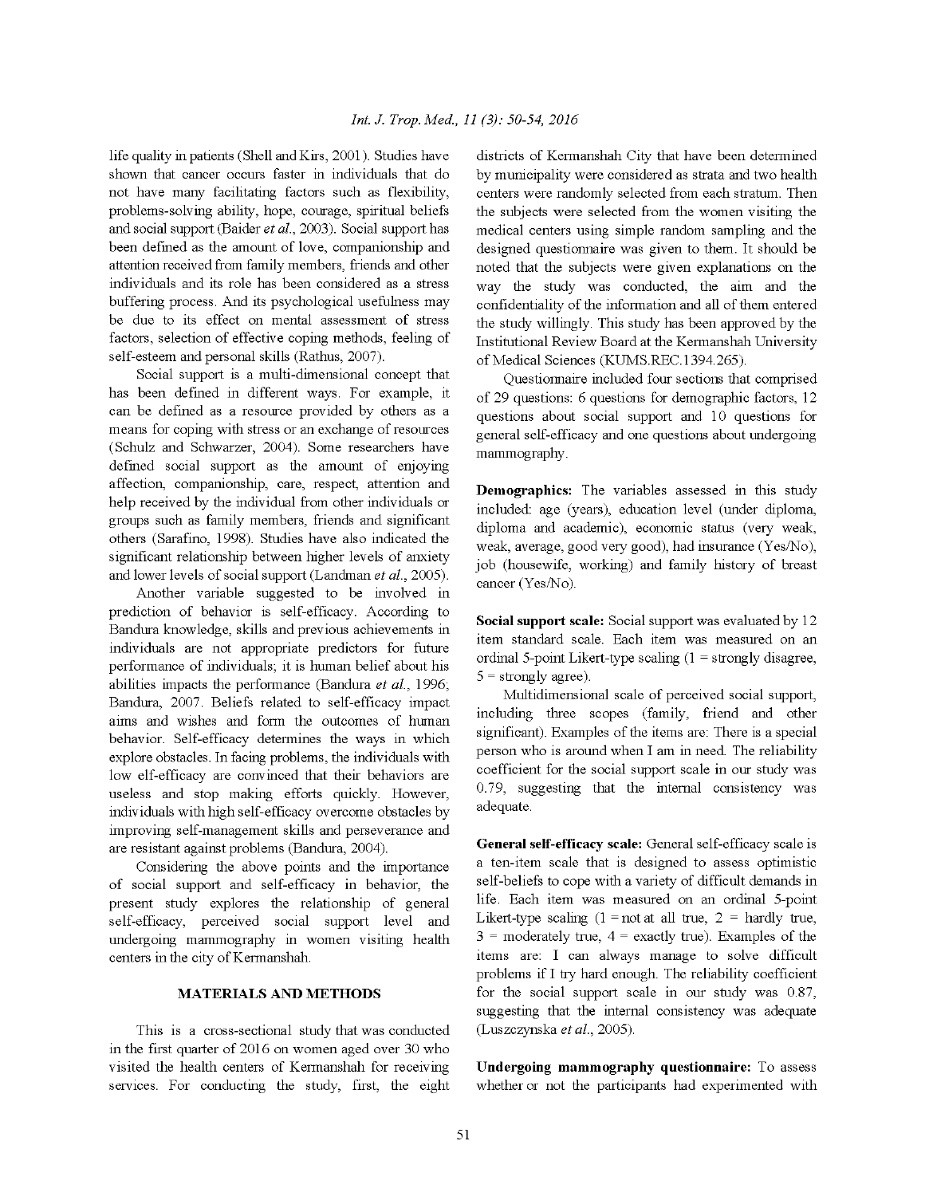life quality in patients (Shell and Kirs, 2001). Studies have shown that cancer occurs faster in individuals that do not have many facilitating factors such as flexibility, problems-solving ability, hope, courage, spiritual beliefs and social support (Baider *et al.*, 2003). Social support has been defined as the amount of love, companionship and attention received from family members, friends and other individuals and its role has been considered as a stress buffering process. And its psychological usefulness may be due to its effect on mental assessment of stress factors, selection of effective coping methods, feeling of self-esteem and personal skills (Rathus, 2007).

Social support is a multi-dimensional concept that has been defined in different ways. For example, it can be defined as a resource provided by others as a means for coping with stress or an exchange of resources (Schulz and Schwarzer, 2004). Some researchers have defined social support as the amount of enjoying affection, companionship, care, respect, attention and help received by the individual from other individuals or groups such as family members, friends and significant others (Sarafino, 1998). Studies have also indicated the significant relationship between higher levels of anxiety and lower levels of social support (Landman *et al.*, 2005).

Another variable suggested to be involved in prediction of behavior is self-efficacy. According to Bandura knowledge, skills and previous achievements in individuals are not appropriate predictors for future performance of individuals; it is human belief about his abilities impacts the performance (Bandura *et al.*, 1996; Bandura, 2007. Beliefs related to self-efficacy impact aims and wishes and form the outcomes of human behavior. Self-efficacy determines the ways in which explore obstacles. In facing problems, the individuals with low elf-efficacy are convinced that their behaviors are useless and stop making efforts quickly. However, individuals with high self-efficacy overcome obstacles by improving self-management skills and perseverance and are resistant against problems (Bandura, 2004).

Considering the above points and the importance of social support and self-efficacy in behavior, the present study explores the relationship of general self-efficacy, perceived social support level and undergoing mammography in women visiting health centers in the city of Kermanshah.

## MATERIALS AND METHODS

This is a cross-sectional study that was conducted in the first quarter of 2016 on women aged over 30 who visited the health centers of Kermanshah for receiving services. For conducting the study, first, the eight districts of Kermanshah City that have been determined by municipality were considered as strata and two health centers were randomly selected from each stratum. Then the subjects were selected from the women visiting the medical centers using simple random sampling and the designed questionnaire was given to them. It should be noted that the subjects were given explanations on the way the study was conducted, the aim and the confidentiality of the information and all of them entered the study willingly. This study has been approved by the Institutional Review Board at the Kermanshah University of Medical Sciences (KUMS.REC.1394.265).

Questionnaire included four sections that comprised of 29 questions: 6 questions for demographic factors, 12 questions about social support and 10 questions for general self-efficacy and one questions about undergoing mammography.

**Demographics:** The variables assessed in this study included: age (years), education level (under diploma, diploma and academic), economic status (very weak, weak, average, good very good), had insurance (Yes/No), job (housewife, working) and family history of breast cancer (Yes/No).

**Social support scale:** Social support was evaluated by 12 item standard scale. Each item was measured on an ordinal 5-point Likert-type scaling (1 = strongly disagree, 5 = strongly agree).

Multidimensional scale of perceived social support, including three scopes (family, friend and other significant). Examples of the items are: There is a special person who is around when I am in need. The reliability coefficient for the social support scale in our study was 0.79, suggesting that the internal consistency was adequate.

**General self-efficacy scale:** General self-efficacy scale is a ten-item scale that is designed to assess optimistic self-beliefs to cope with a variety of difficult demands in life. Each item was measured on an ordinal 5-point Likert-type scaling (1 = not at all true, 2 = hardly true, 3 = moderately true, 4 = exactly true). Examples of the items are: I can always manage to solve difficult problems if I try hard enough. The reliability coefficient for the social support scale in our study was 0.87, suggesting that the internal consistency was adequate (Luszczynska *et al.*, 2005).

**Undergoing mammography questionnaire:** To assess whether or not the participants had experimented with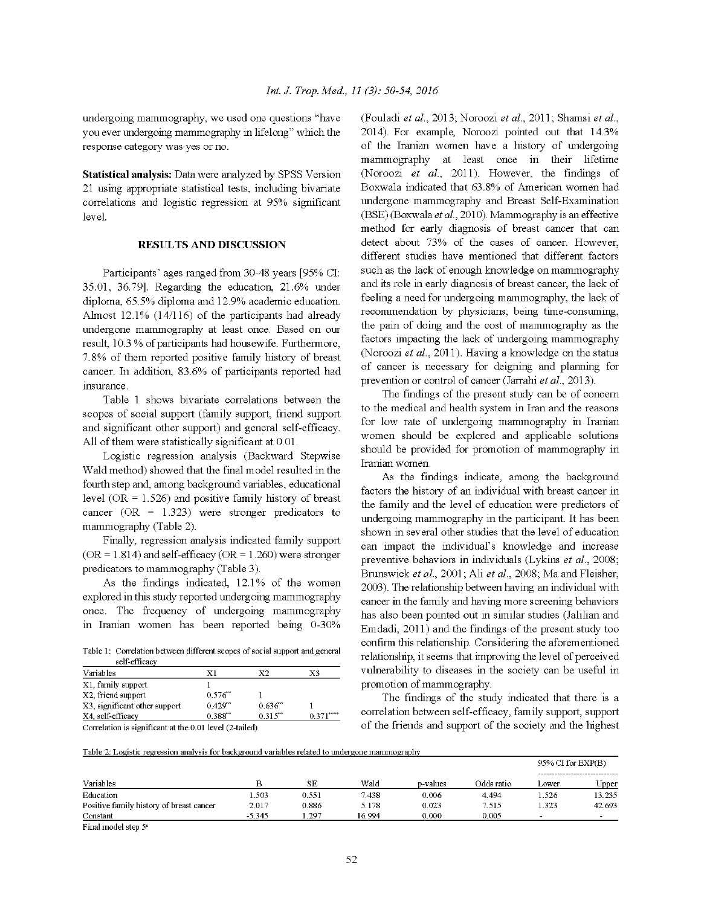undergoing mammography, we used one questions "have you ever undergoing mammography in lifelong" which the response category was yes or no.

**Statistical analysis:** Data were analyzed by SPSS Version 21 using appropriate statistical tests, including bivariate correlations and logistic regression at 95% significant level.

## RESULTS AND DISCUSSION

Participants' ages ranged from 30-48 years [95% CI: 35.01, 36.79]. Regarding the education, 21.6% under diploma, 65.5% diploma and 12.9% academic education. Almost 12.1% (14/116) of the participants had already undergone mammography at least once. Based on our result, 10.3 % of participants had housewife. Furthermore, 7.8% of them reported positive family history of breast cancer. In addition, 83.6% of participants reported had insurance.

Table 1 shows bivariate correlations between the scopes of social support (family support, friend support and significant other support) and general self-efficacy. All of them were statistically significant at 0.01.

Logistic regression analysis (Backward Stepwise Wald method) showed that the final model resulted in the fourth step and, among background variables, educational level (OR = 1.526) and positive family history of breast cancer (OR = 1.323) were stronger predicators to mammography (Table 2).

Finally, regression analysis indicated family support (OR = 1.814) and self-efficacy (OR = 1.260) were stronger predicators to mammography (Table 3).

As the findings indicated, 12.1% of the women explored in this study reported undergoing mammography once. The frequency of undergoing mammography in Iranian women has been reported being 0-30% (Fouladi *et al*., 2013; Noroozi *et al*., 2011; Shamsi *et al*., 2014). For example, Noroozi pointed out that 14.3% of the Iranian women have a history of undergoing mammography at least once in their lifetime (Noroozi *et al*., 2011). However, the findings of Boxwala indicated that 63.8% of American women had undergone mammography and Breast Self-Examination (BSE) (Boxwala *et al*., 2010). Mammography is an effective method for early diagnosis of breast cancer that can detect about 73% of the cases of cancer. However, different studies have mentioned that different factors such as the lack of enough knowledge on mammography and its role in early diagnosis of breast cancer, the lack of feeling a need for undergoing mammography, the lack of recommendation by physicians, being time-consuming, the pain of doing and the cost of mammography as the factors impacting the lack of undergoing mammography (Noroozi *et al*., 2011). Having a knowledge on the status of cancer is necessary for deigning and planning for prevention or control of cancer (Jarrahi *et al*., 2013).

The findings of the present study can be of concern to the medical and health system in Iran and the reasons for low rate of undergoing mammography in Iranian women should be explored and applicable solutions should be provided for promotion of mammography in Iranian women.

As the findings indicate, among the background factors the history of an individual with breast cancer in the family and the level of education were predictors of undergoing mammography in the participant. It has been shown in several other studies that the level of education can impact the individual's knowledge and increase preventive behaviors in individuals (Lykins *et al*., 2008; Brunswick *et al*., 2001; Ali *et al*., 2008; Ma and Fleisher, 2003). The relationship between having an individual with cancer in the family and having more screening behaviors has also been pointed out in similar studies (Jalilian and Emdadi, 2011) and the findings of the present study too confirm this relationship. Considering the aforementioned relationship, it seems that improving the level of perceived vulnerability to diseases in the society can be useful in promotion of mammography.

The findings of the study indicated that there is a correlation between self-efficacy, family support, support of the friends and support of the society and the highest

Table 1: Correlation between different scopes of social support and general self-efficacy

| Variables | X1 | X2 | X3 |
|---|---|---|---|
| X1, family support | 1 | | |
| X2, friend support | 0.576** | 1 | |
| X3, significant other support | 0.429** | 0.636** | 1 |
| X4, self-efficacy | 0.388** | 0.315** | 0.371**** |

Correlation is significant at the 0.01 level (2-tailed)

Table 2: Logistic regression analysis for background variables related to undergone mammography

| Variables | B | SE | Wald | p-values | Odds ratio | 95% CI for EXP(B) Lower | Upper |
|---|---|---|---|---|---|---|---|
| Education | 1.503 | 0.551 | 7.438 | 0.006 | 4.494 | 1.526 | 13.235 |
| Positive family history of breast cancer | 2.017 | 0.886 | 5.178 | 0.023 | 7.515 | 1.323 | 42.693 |
| Constant | -5.345 | 1.297 | 16.994 | 0.000 | 0.005 | - | - |

Final model step 5[a]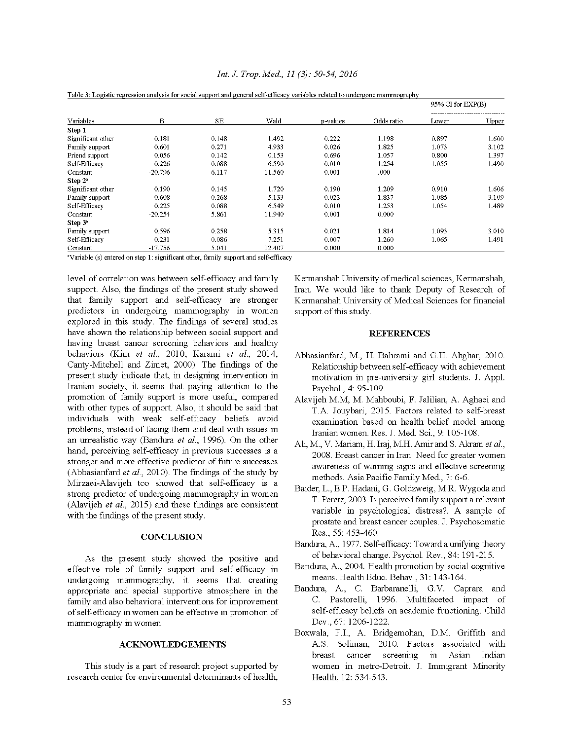Table 3: Logistic regression analysis for social support and general self-efficacy variables related to undergone mammography

| Variables | B | SE | Wald | p-values | Odds ratio | 95% CI for EXP(B) | |
|---|---|---|---|---|---|---|---|
| | | | | | | Lower | Upper |
| **Step 1** | | | | | | | |
| Significant other | 0.181 | 0.148 | 1.492 | 0.222 | 1.198 | 0.897 | 1.600 |
| Family support | 0.601 | 0.271 | 4.933 | 0.026 | 1.825 | 1.073 | 3.102 |
| Friend support | 0.056 | 0.142 | 0.153 | 0.696 | 1.057 | 0.800 | 1.397 |
| Self-Efficacy | 0.226 | 0.088 | 6.590 | 0.010 | 1.254 | 1.055 | 1.490 |
| Constant | -20.796 | 6.117 | 11.560 | 0.001 | .000 | | |
| **Step 2[a]** | | | | | | | |
| Significant other | 0.190 | 0.145 | 1.720 | 0.190 | 1.209 | 0.910 | 1.606 |
| Family support | 0.608 | 0.268 | 5.133 | 0.023 | 1.837 | 1.085 | 3.109 |
| Self-Efficacy | 0.225 | 0.088 | 6.549 | 0.010 | 1.253 | 1.054 | 1.489 |
| Constant | -20.254 | 5.861 | 11.940 | 0.001 | 0.000 | | |
| **Step 3[a]** | | | | | | | |
| Family support | 0.596 | 0.258 | 5.315 | 0.021 | 1.814 | 1.093 | 3.010 |
| Self-Efficacy | 0.231 | 0.086 | 7.251 | 0.007 | 1.260 | 1.065 | 1.491 |
| Constant | -17.756 | 5.041 | 12.407 | 0.000 | 0.000 | | |

[a]Variable (s) entered on step 1: significant other, family support and self-efficacy

level of correlation was between self-efficacy and family support. Also, the findings of the present study showed that family support and self-efficacy are stronger predictors in undergoing mammography in women explored in this study. The findings of several studies have shown the relationship between social support and having breast cancer screening behaviors and healthy behaviors (Kim *et al*., 2010; Karami *et al*., 2014; Canty-Mitchell and Zimet, 2000). The findings of the present study indicate that, in designing intervention in Iranian society, it seems that paying attention to the promotion of family support is more useful, compared with other types of support. Also, it should be said that individuals with weak self-efficacy beliefs avoid problems, instead of facing them and deal with issues in an unrealistic way (Bandura *et al*., 1996). On the other hand, perceiving self-efficacy in previous successes is a stronger and more effective predictor of future successes (Abbasianfard *et al*., 2010). The findings of the study by Mirzaei-Alavijeh too showed that self-efficacy is a strong predictor of undergoing mammography in women (Alavijeh *et al*., 2015) and these findings are consistent with the findings of the present study.

## CONCLUSION

As the present study showed the positive and effective role of family support and self-efficacy in undergoing mammography, it seems that creating appropriate and special supportive atmosphere in the family and also behavioral interventions for improvement of self-efficacy in women can be effective in promotion of mammography in women.

## ACKNOWLEDGEMENTS

This study is a part of research project supported by research center for environmental determinants of health, Kermanshah University of medical sciences, Kermanshah, Iran. We would like to thank Deputy of Research of Kermanshah University of Medical Sciences for financial support of this study.

## REFERENCES

Abbasianfard, M., H. Bahrami and G.H. Ahghar, 2010. Relationship between self-efficacy with achievement motivation in pre-university girl students. J. Appl. Psychol., 4: 95-109.

Alavijeh M.M, M. Mahboubi, F. Jalilian, A. Aghaei and T.A. Jouybari, 2015. Factors related to self-breast examination based on health belief model among Iranian women. Res. J. Med. Sci., 9: 105-108.

Ali, M., V. Mariam, H. Iraj, M.H. Amir and S. Akram *et al*., 2008. Breast cancer in Iran: Need for greater women awareness of warning signs and effective screening methods. Asia Pacific Family Med., 7: 6-6.

Baider, L., E.P. Hadani, G. Goldzweig, M.R. Wygoda and T. Peretz, 2003. Is perceived family support a relevant variable in psychological distress?. A sample of prostate and breast cancer couples. J. Psychosomatic Res., 55: 453-460.

Bandura, A., 1977. Self-efficacy: Toward a unifying theory of behavioral change. Psychol. Rev., 84: 191-215.

Bandura, A., 2004. Health promotion by social cognitive means. Health Educ. Behav., 31: 143-164.

Bandura, A., C. Barbaranelli, G.V. Caprara and C. Pastorelli, 1996. Multifaceted impact of self-efficacy beliefs on academic functioning. Child Dev., 67: 1206-1222.

Boxwala, F.I., A. Bridgemohan, D.M. Griffith and A.S. Soliman, 2010. Factors associated with breast cancer screening in Asian Indian women in metro-Detroit. J. Immigrant Minority Health, 12: 534-543.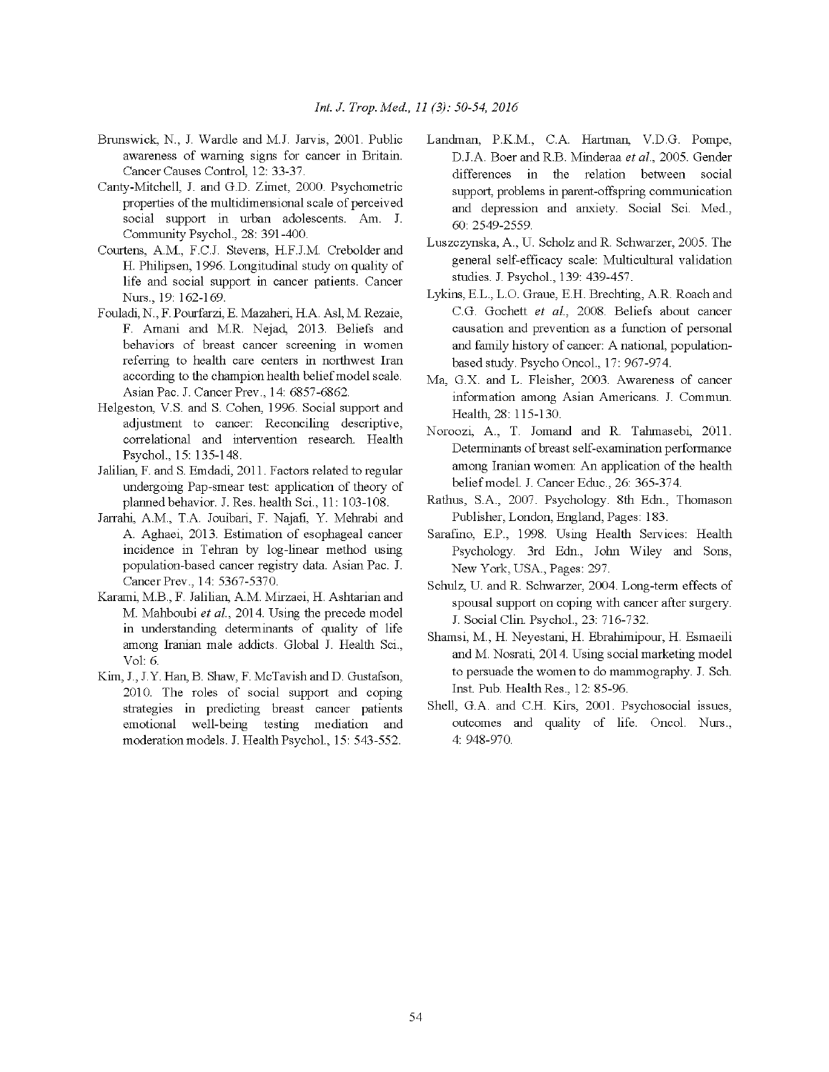Brunswick, N., J. Wardle and M.J. Jarvis, 2001. Public awareness of warning signs for cancer in Britain. Cancer Causes Control, 12: 33-37.

Canty-Mitchell, J. and G.D. Zimet, 2000. Psychometric properties of the multidimensional scale of perceived social support in urban adolescents. Am. J. Community Psychol., 28: 391-400.

Courtens, A.M., F.C.J. Stevens, H.F.J.M. Crebolder and H. Philipsen, 1996. Longitudinal study on quality of life and social support in cancer patients. Cancer Nurs., 19: 162-169.

Fouladi, N., F. Pourfarzi, E. Mazaheri, H.A. Asl, M. Rezaie, F. Amani and M.R. Nejad, 2013. Beliefs and behaviors of breast cancer screening in women referring to health care centers in northwest Iran according to the champion health belief model scale. Asian Pac. J. Cancer Prev., 14: 6857-6862.

Helgeston, V.S. and S. Cohen, 1996. Social support and adjustment to cancer: Reconciling descriptive, correlational and intervention research. Health Psychol., 15: 135-148.

Jalilian, F. and S. Emdadi, 2011. Factors related to regular undergoing Pap-smear test: application of theory of planned behavior. J. Res. health Sci., 11: 103-108.

Jarrahi, A.M., T.A. Jouibari, F. Najafi, Y. Mehrabi and A. Aghaei, 2013. Estimation of esophageal cancer incidence in Tehran by log-linear method using population-based cancer registry data. Asian Pac. J. Cancer Prev., 14: 5367-5370.

Karami, M.B., F. Jalilian, A.M. Mirzaei, H. Ashtarian and M. Mahboubi *et al*., 2014. Using the precede model in understanding determinants of quality of life among Iranian male addicts. Global J. Health Sci., Vol: 6.

Kim, J., J.Y. Han, B. Shaw, F. McTavish and D. Gustafson, 2010. The roles of social support and coping strategies in predicting breast cancer patients emotional well-being testing mediation and moderation models. J. Health Psychol., 15: 543-552.

Landman, P.K.M., C.A. Hartman, V.D.G. Pompe, D.J.A. Boer and R.B. Minderaa *et al*., 2005. Gender differences in the relation between social support, problems in parent-offspring communication and depression and anxiety. Social Sci. Med., 60: 2549-2559.

Luszczynska, A., U. Scholz and R. Schwarzer, 2005. The general self-efficacy scale: Multicultural validation studies. J. Psychol., 139: 439-457.

Lykins, E.L., L.O. Graue, E.H. Brechting, A.R. Roach and C.G. Gochett *et al*., 2008. Beliefs about cancer causation and prevention as a function of personal and family history of cancer: A national, population-based study. Psycho Oncol., 17: 967-974.

Ma, G.X. and L. Fleisher, 2003. Awareness of cancer information among Asian Americans. J. Commun. Health, 28: 115-130.

Noroozi, A., T. Jomand and R. Tahmasebi, 2011. Determinants of breast self-examination performance among Iranian women: An application of the health belief model. J. Cancer Educ., 26: 365-374.

Rathus, S.A., 2007. Psychology. 8th Edn., Thomason Publisher, London, England, Pages: 183.

Sarafino, E.P., 1998. Using Health Services: Health Psychology. 3rd Edn., John Wiley and Sons, New York, USA., Pages: 297.

Schulz, U. and R. Schwarzer, 2004. Long-term effects of spousal support on coping with cancer after surgery. J. Social Clin. Psychol., 23: 716-732.

Shamsi, M., H. Neyestani, H. Ebrahimipour, H. Esmaeili and M. Nosrati, 2014. Using social marketing model to persuade the women to do mammography. J. Sch. Inst. Pub. Health Res., 12: 85-96.

Shell, G.A. and C.H. Kirs, 2001. Psychosocial issues, outcomes and quality of life. Oncol. Nurs., 4: 948-970.